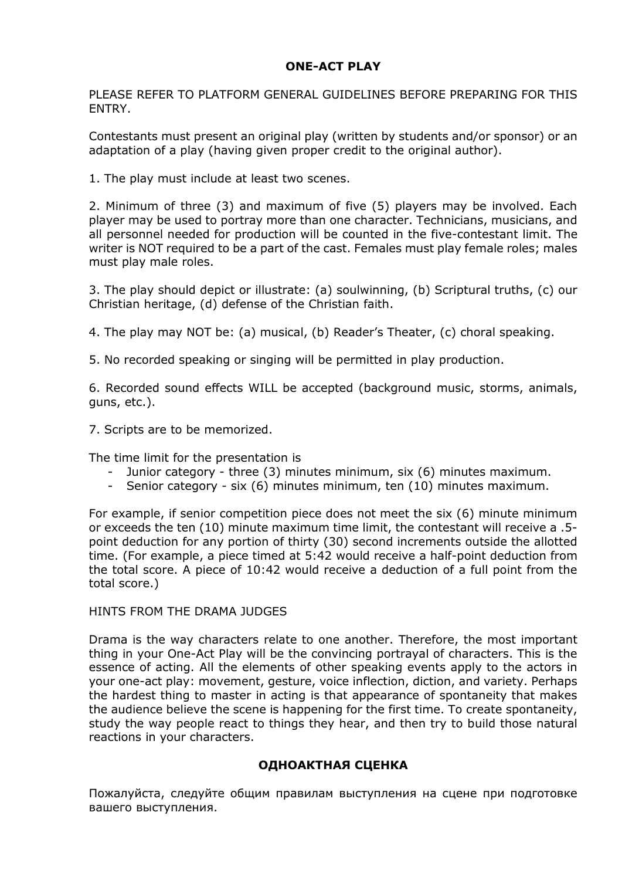# ONE-ACT PLAY

PLEASE REFER TO PLATFORM GENERAL GUIDELINES BEFORE PREPARING FOR THIS ENTRY.

Contestants must present an original play (written by students and/or sponsor) or an adaptation of a play (having given proper credit to the original author).

1. The play must include at least two scenes.

2. Minimum of three (3) and maximum of five (5) players may be involved. Each player may be used to portray more than one character. Technicians, musicians, and all personnel needed for production will be counted in the five-contestant limit. The writer is NOT required to be a part of the cast. Females must play female roles; males must play male roles.

3. The play should depict or illustrate: (a) soulwinning, (b) Scriptural truths, (c) our Christian heritage, (d) defense of the Christian faith.

4. The play may NOT be: (a) musical, (b) Reader's Theater, (c) choral speaking.

5. No recorded speaking or singing will be permitted in play production.

6. Recorded sound effects WILL be accepted (background music, storms, animals, guns, etc.).

7. Scripts are to be memorized.

The time limit for the presentation is

- Junior category - three (3) minutes minimum, six (6) minutes maximum.
- Senior category - six (6) minutes minimum, ten (10) minutes maximum.

For example, if senior competition piece does not meet the six (6) minute minimum or exceeds the ten (10) minute maximum time limit, the contestant will receive a .5-point deduction for any portion of thirty (30) second increments outside the allotted time. (For example, a piece timed at 5:42 would receive a half-point deduction from the total score. A piece of 10:42 would receive a deduction of a full point from the total score.)

HINTS FROM THE DRAMA JUDGES

Drama is the way characters relate to one another. Therefore, the most important thing in your One-Act Play will be the convincing portrayal of characters. This is the essence of acting. All the elements of other speaking events apply to the actors in your one-act play: movement, gesture, voice inflection, diction, and variety. Perhaps the hardest thing to master in acting is that appearance of spontaneity that makes the audience believe the scene is happening for the first time. To create spontaneity, study the way people react to things they hear, and then try to build those natural reactions in your characters.

# ОДНОАКТНАЯ СЦЕНКА

Пожалуйста, следуйте общим правилам выступления на сцене при подготовке вашего выступления.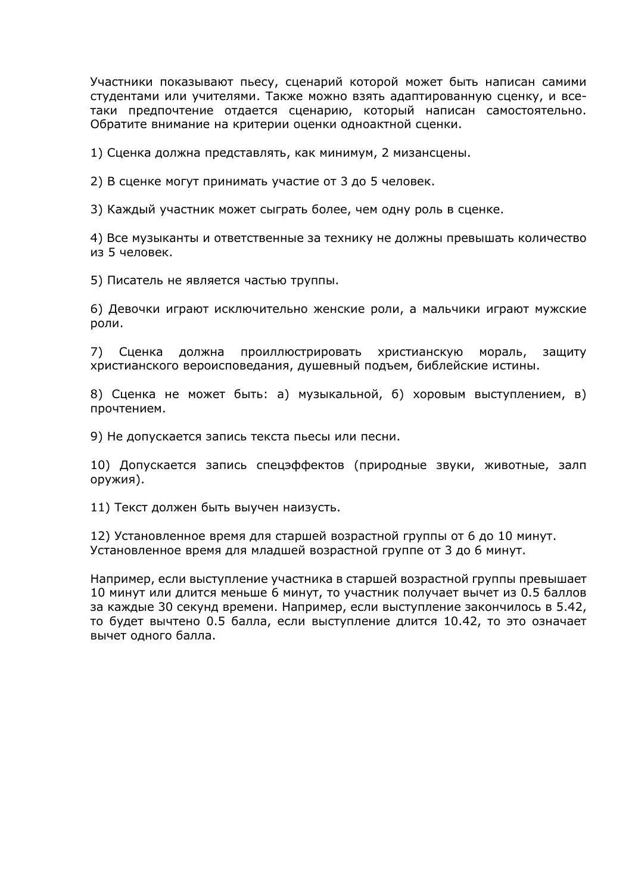Участники показывают пьесу, сценарий которой может быть написан самими студентами или учителями. Также можно взять адаптированную сценку, и все-таки предпочтение отдается сценарию, который написан самостоятельно. Обратите внимание на критерии оценки одноактной сценки.

1) Сценка должна представлять, как минимум, 2 мизансцены.

2) В сценке могут принимать участие от 3 до 5 человек.

3) Каждый участник может сыграть более, чем одну роль в сценке.

4) Все музыканты и ответственные за технику не должны превышать количество из 5 человек.

5) Писатель не является частью труппы.

6) Девочки играют исключительно женские роли, а мальчики играют мужские роли.

7) Сценка должна проиллюстрировать христианскую мораль, защиту христианского вероисповедания, душевный подъем, библейские истины.

8) Сценка не может быть: а) музыкальной, б) хоровым выступлением, в) прочтением.

9) Не допускается запись текста пьесы или песни.

10) Допускается запись спецэффектов (природные звуки, животные, залп оружия).

11) Текст должен быть выучен наизусть.

12) Установленное время для старшей возрастной группы от 6 до 10 минут. Установленное время для младшей возрастной группе от 3 до 6 минут.

Например, если выступление участника в старшей возрастной группы превышает 10 минут или длится меньше 6 минут, то участник получает вычет из 0.5 баллов за каждые 30 секунд времени. Например, если выступление закончилось в 5.42, то будет вычтено 0.5 балла, если выступление длится 10.42, то это означает вычет одного балла.